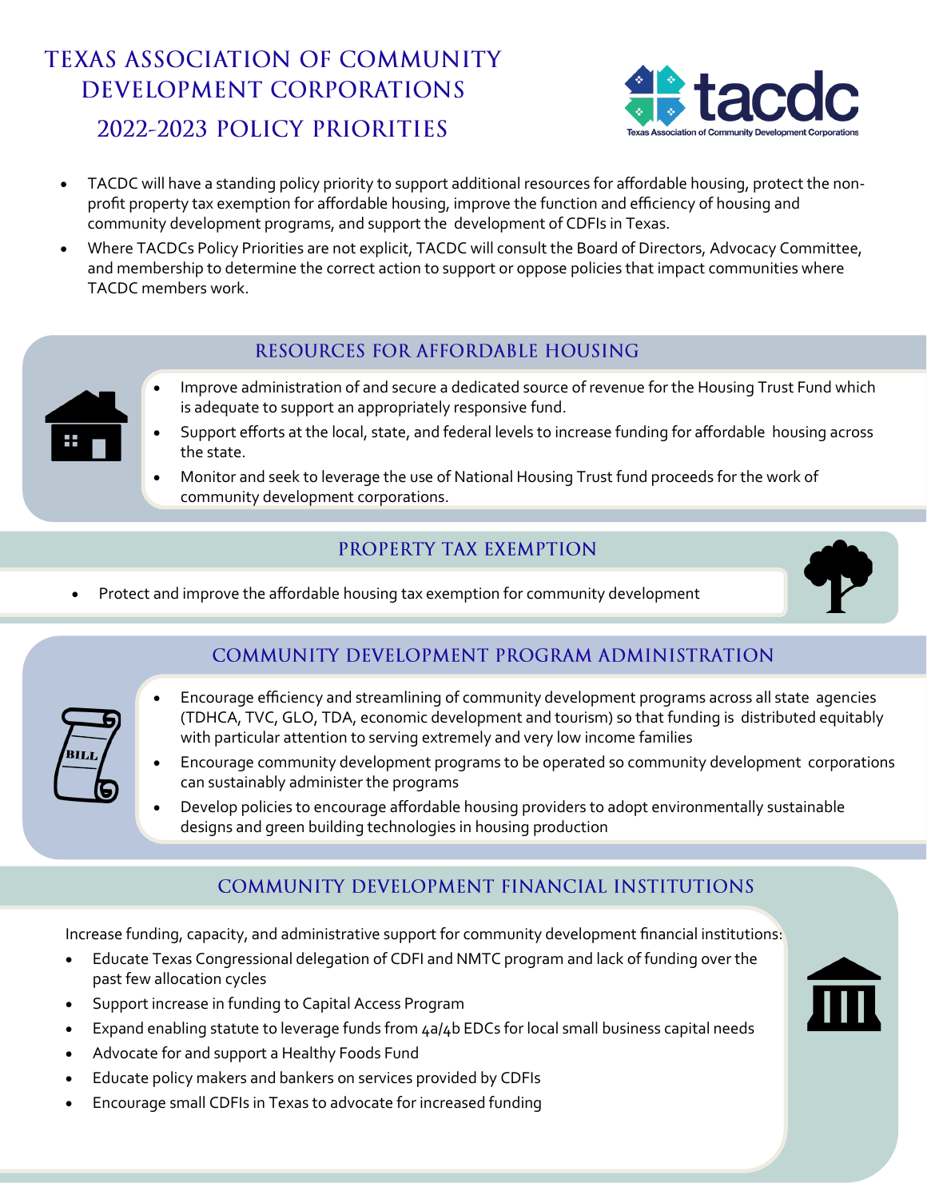# TEXAS ASSOCIATION OF COMMUNITY DEVELOPMENT CORPORATIONS

## 2022-2023 POLICY PRIORITIES

- TACDC will have a standing policy priority to support additional resources for affordable housing, protect the non-profit property tax exemption for affordable housing, improve the function and efficiency of housing and community development programs, and support the development of CDFIs in Texas.
- Where TACDCs Policy Priorities are not explicit, TACDC will consult the Board of Directors, Advocacy Committee, and membership to determine the correct action to support or oppose policies that impact communities where TACDC members work.

### RESOURCES FOR AFFORDABLE HOUSING

- Improve administration of and secure a dedicated source of revenue for the Housing Trust Fund which is adequate to support an appropriately responsive fund.
- Support efforts at the local, state, and federal levels to increase funding for affordable housing across the state.
- Monitor and seek to leverage the use of National Housing Trust fund proceeds for the work of community development corporations.

### PROPERTY TAX EXEMPTION

- Protect and improve the affordable housing tax exemption for community development

### COMMUNITY DEVELOPMENT PROGRAM ADMINISTRATION

- Encourage efficiency and streamlining of community development programs across all state agencies (TDHCA, TVC, GLO, TDA, economic development and tourism) so that funding is distributed equitably with particular attention to serving extremely and very low income families
- Encourage community development programs to be operated so community development corporations can sustainably administer the programs
- Develop policies to encourage affordable housing providers to adopt environmentally sustainable designs and green building technologies in housing production

### COMMUNITY DEVELOPMENT FINANCIAL INSTITUTIONS

Increase funding, capacity, and administrative support for community development financial institutions:

- Educate Texas Congressional delegation of CDFI and NMTC program and lack of funding over the past few allocation cycles
- Support increase in funding to Capital Access Program
- Expand enabling statute to leverage funds from 4a/4b EDCs for local small business capital needs
- Advocate for and support a Healthy Foods Fund
- Educate policy makers and bankers on services provided by CDFIs
- Encourage small CDFIs in Texas to advocate for increased funding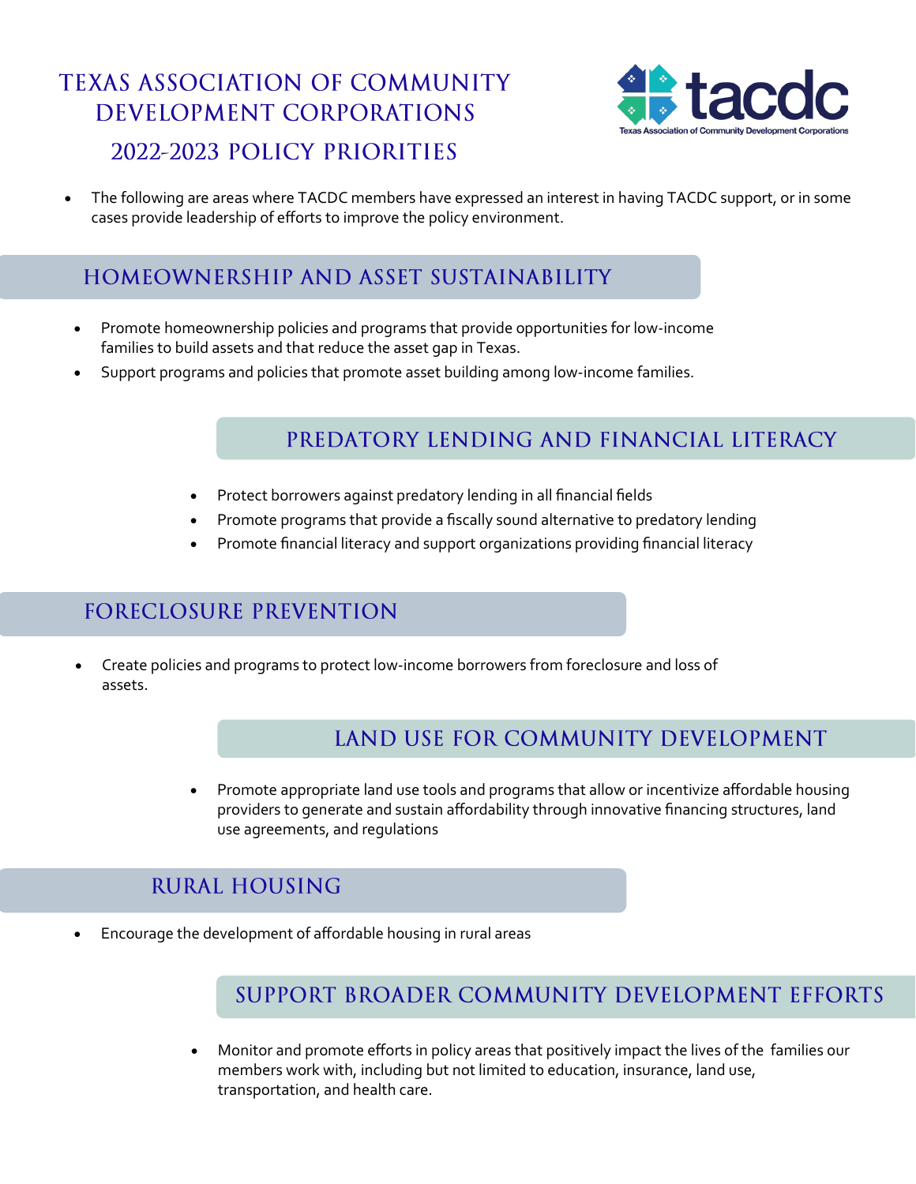# TEXAS ASSOCIATION OF COMMUNITY DEVELOPMENT CORPORATIONS

## 2022-2023 POLICY PRIORITIES

- The following are areas where TACDC members have expressed an interest in having TACDC support, or in some cases provide leadership of efforts to improve the policy environment.

## HOMEOWNERSHIP AND ASSET SUSTAINABILITY

- Promote homeownership policies and programs that provide opportunities for low-income families to build assets and that reduce the asset gap in Texas.
- Support programs and policies that promote asset building among low-income families.

## PREDATORY LENDING AND FINANCIAL LITERACY

- Protect borrowers against predatory lending in all financial fields
- Promote programs that provide a fiscally sound alternative to predatory lending
- Promote financial literacy and support organizations providing financial literacy

## FORECLOSURE PREVENTION

- Create policies and programs to protect low-income borrowers from foreclosure and loss of assets.

## LAND USE FOR COMMUNITY DEVELOPMENT

- Promote appropriate land use tools and programs that allow or incentivize affordable housing providers to generate and sustain affordability through innovative financing structures, land use agreements, and regulations

## RURAL HOUSING

- Encourage the development of affordable housing in rural areas

## SUPPORT BROADER COMMUNITY DEVELOPMENT EFFORTS

- Monitor and promote efforts in policy areas that positively impact the lives of the families our members work with, including but not limited to education, insurance, land use, transportation, and health care.